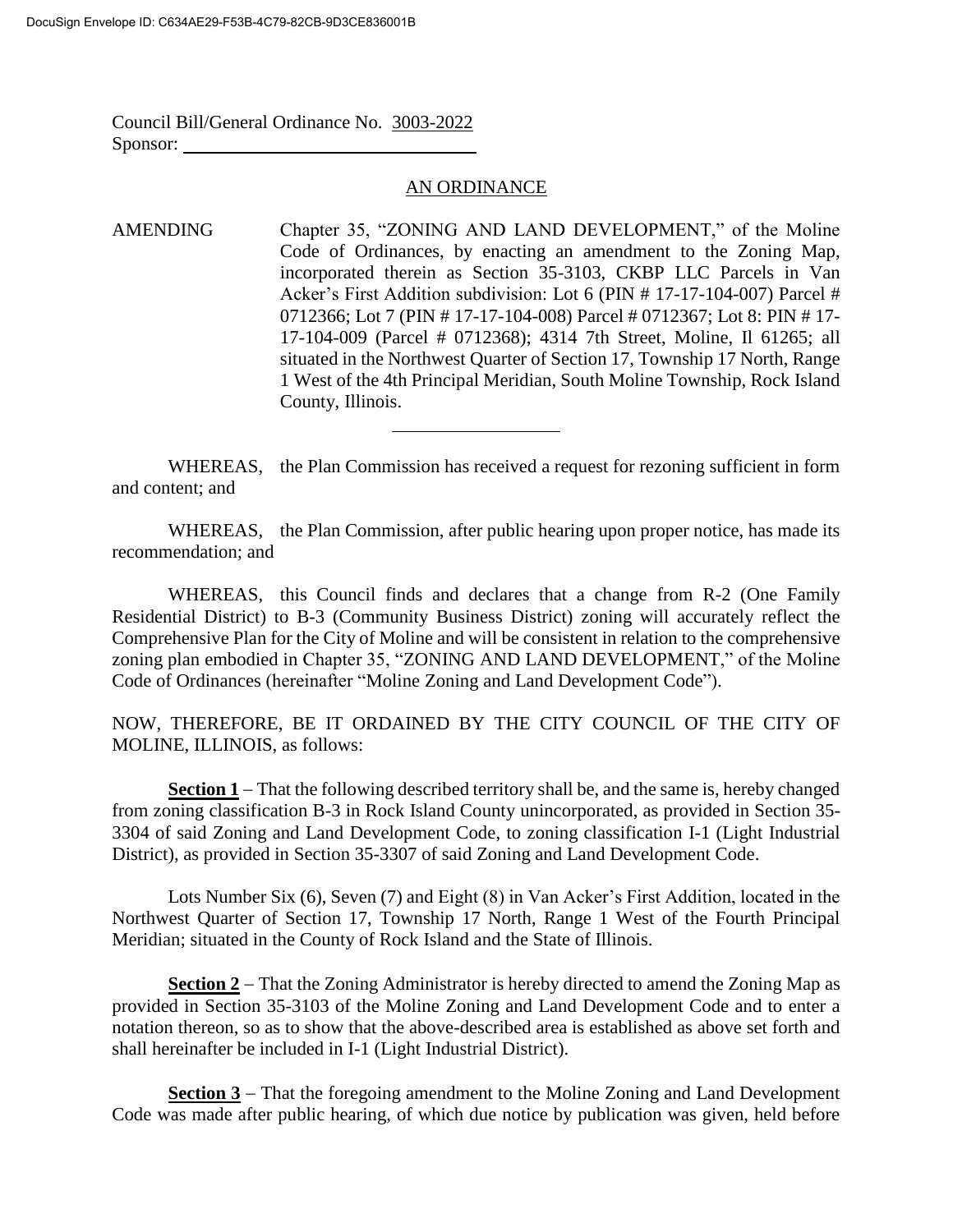DocuSign Envelope ID: C634AE29-F53B-4C79-82CB-9D3CE836001B

Council Bill/General Ordinance No. 3003-2022
Sponsor: ______________________________

AN ORDINANCE

AMENDING Chapter 35, "ZONING AND LAND DEVELOPMENT," of the Moline Code of Ordinances, by enacting an amendment to the Zoning Map, incorporated therein as Section 35-3103, CKBP LLC Parcels in Van Acker's First Addition subdivision: Lot 6 (PIN # 17-17-104-007) Parcel # 0712366; Lot 7 (PIN # 17-17-104-008) Parcel # 0712367; Lot 8: PIN # 17-17-104-009 (Parcel # 0712368); 4314 7th Street, Moline, Il 61265; all situated in the Northwest Quarter of Section 17, Township 17 North, Range 1 West of the 4th Principal Meridian, South Moline Township, Rock Island County, Illinois.

---

WHEREAS, the Plan Commission has received a request for rezoning sufficient in form and content; and

WHEREAS, the Plan Commission, after public hearing upon proper notice, has made its recommendation; and

WHEREAS, this Council finds and declares that a change from R-2 (One Family Residential District) to B-3 (Community Business District) zoning will accurately reflect the Comprehensive Plan for the City of Moline and will be consistent in relation to the comprehensive zoning plan embodied in Chapter 35, "ZONING AND LAND DEVELOPMENT," of the Moline Code of Ordinances (hereinafter "Moline Zoning and Land Development Code").

NOW, THEREFORE, BE IT ORDAINED BY THE CITY COUNCIL OF THE CITY OF MOLINE, ILLINOIS, as follows:

**Section 1** – That the following described territory shall be, and the same is, hereby changed from zoning classification B-3 in Rock Island County unincorporated, as provided in Section 35-3304 of said Zoning and Land Development Code, to zoning classification I-1 (Light Industrial District), as provided in Section 35-3307 of said Zoning and Land Development Code.

Lots Number Six (6), Seven (7) and Eight (8) in Van Acker's First Addition, located in the Northwest Quarter of Section 17, Township 17 North, Range 1 West of the Fourth Principal Meridian; situated in the County of Rock Island and the State of Illinois.

**Section 2** – That the Zoning Administrator is hereby directed to amend the Zoning Map as provided in Section 35-3103 of the Moline Zoning and Land Development Code and to enter a notation thereon, so as to show that the above-described area is established as above set forth and shall hereinafter be included in I-1 (Light Industrial District).

**Section 3** – That the foregoing amendment to the Moline Zoning and Land Development Code was made after public hearing, of which due notice by publication was given, held before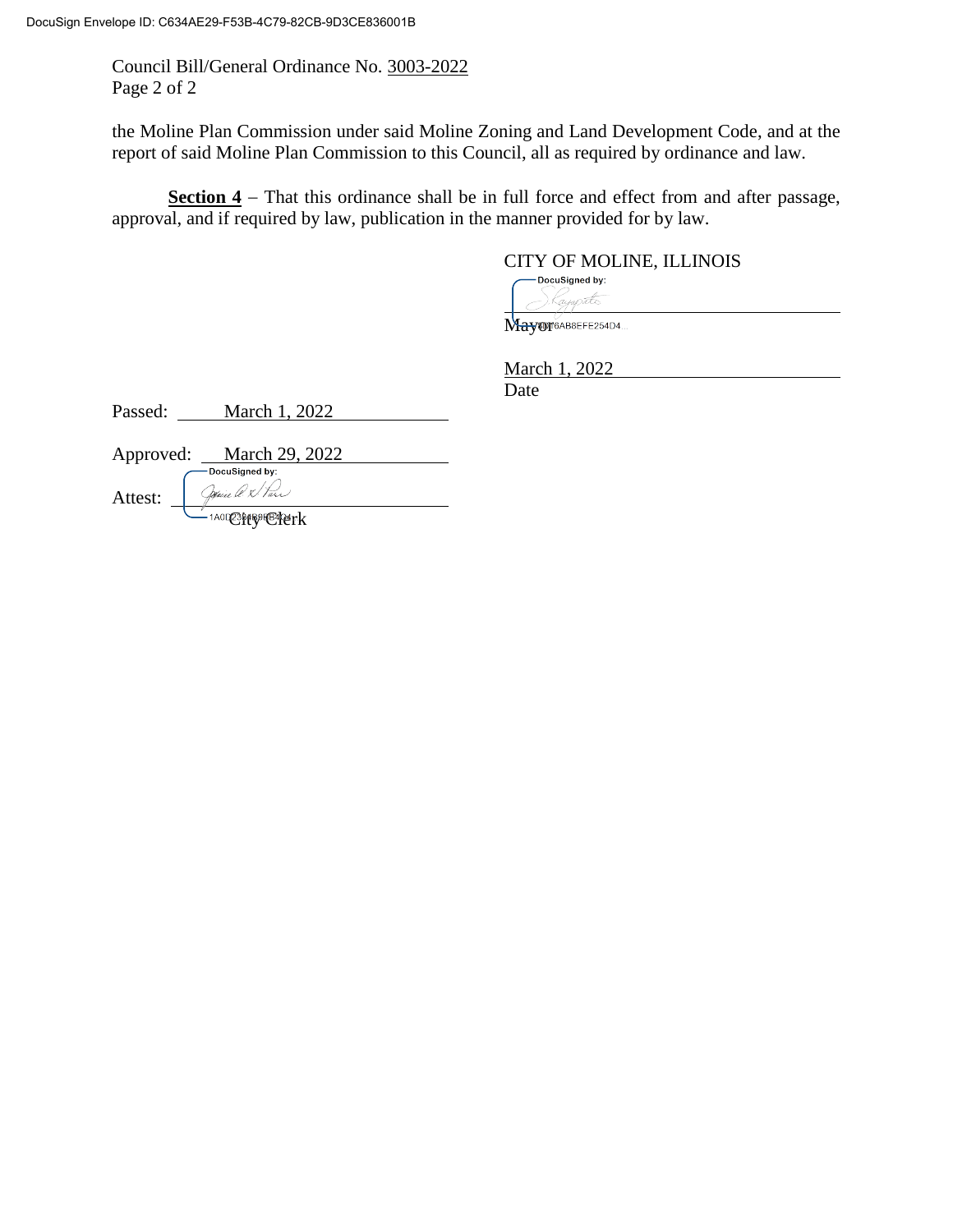the Moline Plan Commission under said Moline Zoning and Land Development Code, and at the report of said Moline Plan Commission to this Council, all as required by ordinance and law.

**Section 4** – That this ordinance shall be in full force and effect from and after passage, approval, and if required by law, publication in the manner provided for by law.

CITY OF MOLINE, ILLINOIS

DocuSigned by:

Mayor

March 1, 2022
Date

Passed: March 1, 2022

Approved: March 29, 2022

DocuSigned by:

Attest:

City Clerk